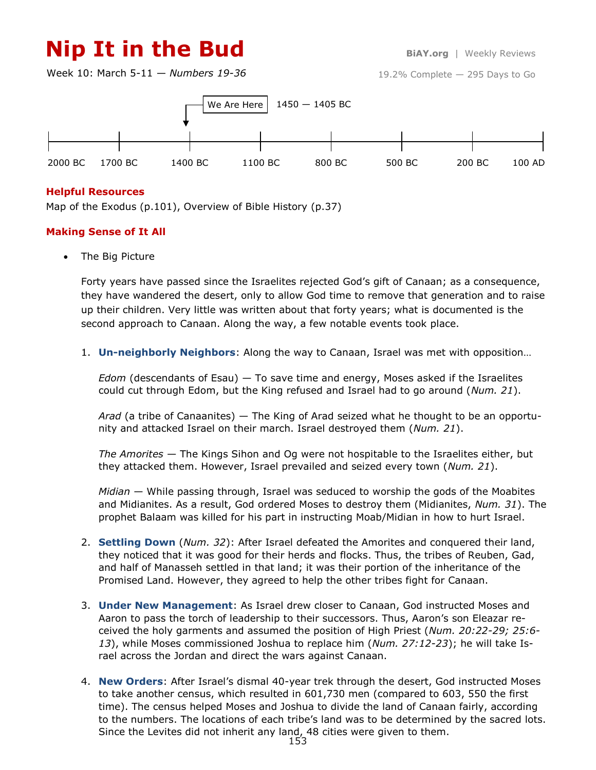# Nip It in the Bud

BiAY.org | Weekly Reviews

Week 10: March 5-11 — *Numbers 19-36*

19.2% Complete — 295 Days to Go

We Are Here — 1450 — 1405 BC

2000 BC | 1700 BC | 1400 BC | 1100 BC | 800 BC | 500 BC | 200 BC | 100 AD

## Helpful Resources

Map of the Exodus (p.101), Overview of Bible History (p.37)

## Making Sense of It All

- The Big Picture

  Forty years have passed since the Israelites rejected God's gift of Canaan; as a consequence, they have wandered the desert, only to allow God time to remove that generation and to raise up their children. Very little was written about that forty years; what is documented is the second approach to Canaan. Along the way, a few notable events took place.

1. **Un-neighborly Neighbors**: Along the way to Canaan, Israel was met with opposition…

   *Edom* (descendants of Esau) — To save time and energy, Moses asked if the Israelites could cut through Edom, but the King refused and Israel had to go around (*Num. 21*).

   *Arad* (a tribe of Canaanites) — The King of Arad seized what he thought to be an opportunity and attacked Israel on their march. Israel destroyed them (*Num. 21*).

   *The Amorites* — The Kings Sihon and Og were not hospitable to the Israelites either, but they attacked them. However, Israel prevailed and seized every town (*Num. 21*).

   *Midian* — While passing through, Israel was seduced to worship the gods of the Moabites and Midianites. As a result, God ordered Moses to destroy them (Midianites, *Num. 31*). The prophet Balaam was killed for his part in instructing Moab/Midian in how to hurt Israel.

2. **Settling Down** (*Num. 32*): After Israel defeated the Amorites and conquered their land, they noticed that it was good for their herds and flocks. Thus, the tribes of Reuben, Gad, and half of Manasseh settled in that land; it was their portion of the inheritance of the Promised Land. However, they agreed to help the other tribes fight for Canaan.

3. **Under New Management**: As Israel drew closer to Canaan, God instructed Moses and Aaron to pass the torch of leadership to their successors. Thus, Aaron's son Eleazar received the holy garments and assumed the position of High Priest (*Num. 20:22-29; 25:6-13*), while Moses commissioned Joshua to replace him (*Num. 27:12-23*); he will take Israel across the Jordan and direct the wars against Canaan.

4. **New Orders**: After Israel's dismal 40-year trek through the desert, God instructed Moses to take another census, which resulted in 601,730 men (compared to 603, 550 the first time). The census helped Moses and Joshua to divide the land of Canaan fairly, according to the numbers. The locations of each tribe's land was to be determined by the sacred lots. Since the Levites did not inherit any land, 48 cities were given to them.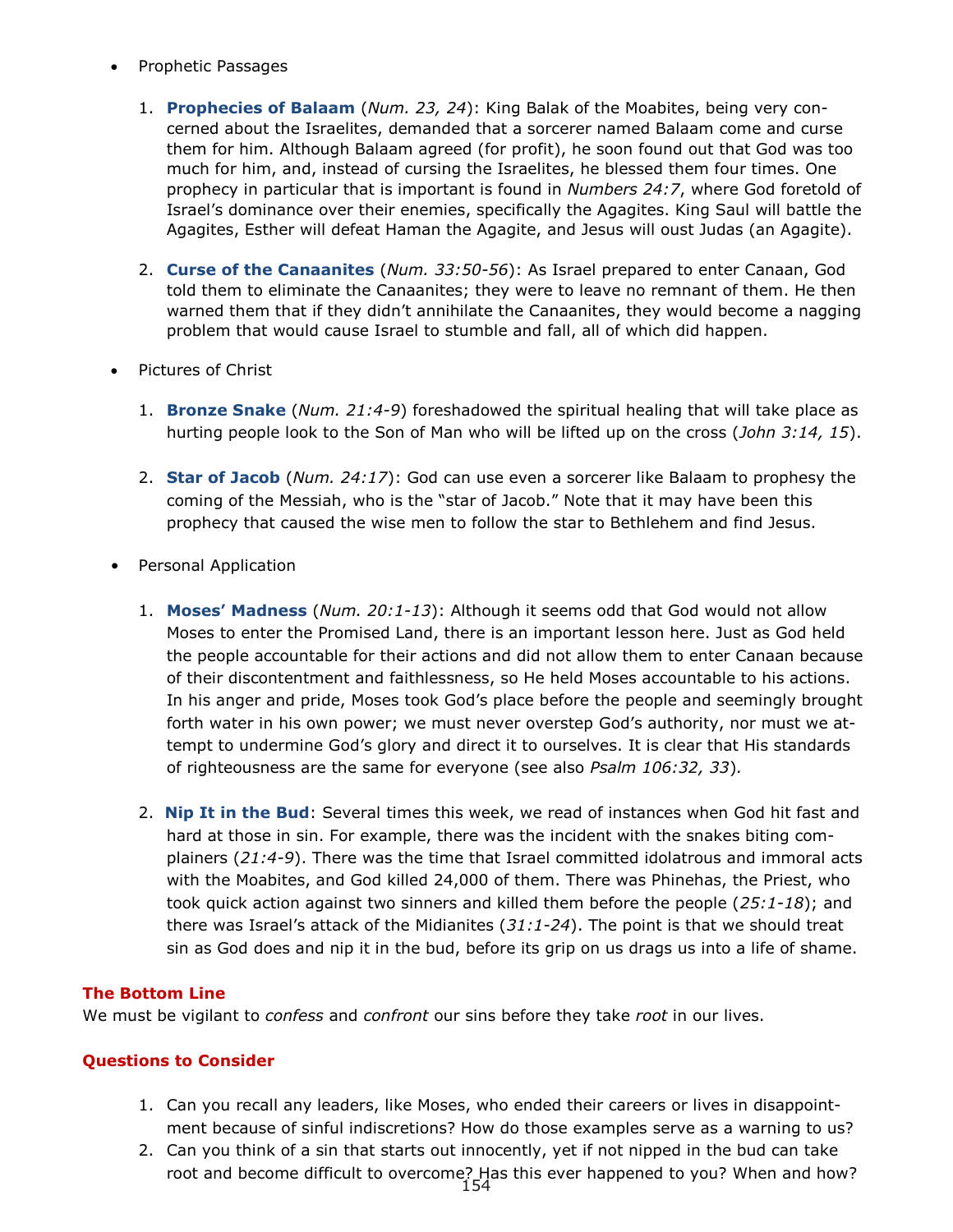- Prophetic Passages

    1. **Prophecies of Balaam** (*Num. 23, 24*): King Balak of the Moabites, being very concerned about the Israelites, demanded that a sorcerer named Balaam come and curse them for him. Although Balaam agreed (for profit), he soon found out that God was too much for him, and, instead of cursing the Israelites, he blessed them four times. One prophecy in particular that is important is found in *Numbers 24:7*, where God foretold of Israel's dominance over their enemies, specifically the Agagites. King Saul will battle the Agagites, Esther will defeat Haman the Agagite, and Jesus will oust Judas (an Agagite).

    2. **Curse of the Canaanites** (*Num. 33:50-56*): As Israel prepared to enter Canaan, God told them to eliminate the Canaanites; they were to leave no remnant of them. He then warned them that if they didn't annihilate the Canaanites, they would become a nagging problem that would cause Israel to stumble and fall, all of which did happen.

- Pictures of Christ

    1. **Bronze Snake** (*Num. 21:4-9*) foreshadowed the spiritual healing that will take place as hurting people look to the Son of Man who will be lifted up on the cross (*John 3:14, 15*).

    2. **Star of Jacob** (*Num. 24:17*): God can use even a sorcerer like Balaam to prophesy the coming of the Messiah, who is the "star of Jacob." Note that it may have been this prophecy that caused the wise men to follow the star to Bethlehem and find Jesus.

- Personal Application

    1. **Moses' Madness** (*Num. 20:1-13*): Although it seems odd that God would not allow Moses to enter the Promised Land, there is an important lesson here. Just as God held the people accountable for their actions and did not allow them to enter Canaan because of their discontentment and faithlessness, so He held Moses accountable to his actions. In his anger and pride, Moses took God's place before the people and seemingly brought forth water in his own power; we must never overstep God's authority, nor must we attempt to undermine God's glory and direct it to ourselves. It is clear that His standards of righteousness are the same for everyone (see also *Psalm 106:32, 33*).

    2. **Nip It in the Bud**: Several times this week, we read of instances when God hit fast and hard at those in sin. For example, there was the incident with the snakes biting complainers (*21:4-9*). There was the time that Israel committed idolatrous and immoral acts with the Moabites, and God killed 24,000 of them. There was Phinehas, the Priest, who took quick action against two sinners and killed them before the people (*25:1-18*); and there was Israel's attack of the Midianites (*31:1-24*). The point is that we should treat sin as God does and nip it in the bud, before its grip on us drags us into a life of shame.

### The Bottom Line

We must be vigilant to *confess* and *confront* our sins before they take *root* in our lives.

### Questions to Consider

1. Can you recall any leaders, like Moses, who ended their careers or lives in disappointment because of sinful indiscretions? How do those examples serve as a warning to us?
2. Can you think of a sin that starts out innocently, yet if not nipped in the bud can take root and become difficult to overcome? Has this ever happened to you? When and how?